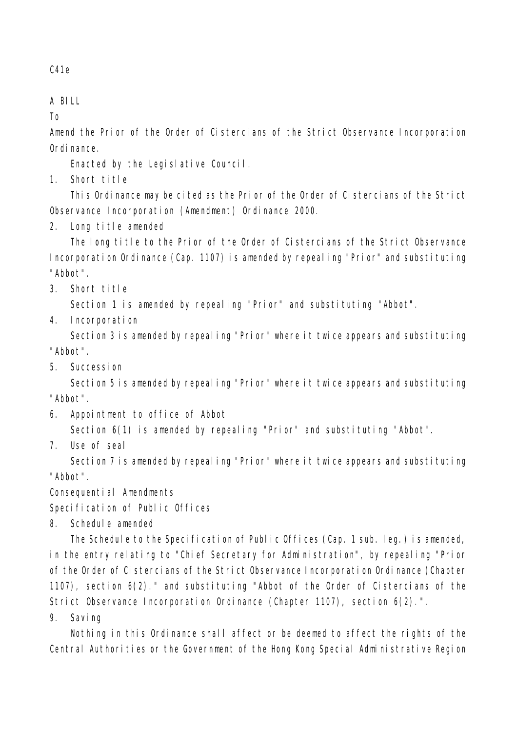C41e

A BILL

To

Amend the Prior of the Order of Cistercians of the Strict Observance Incorporation Ordinance.

Enacted by the Legislative Council.

1. Short title

This Ordinance may be cited as the Prior of the Order of Cistercians of the Strict Observance Incorporation (Amendment) Ordinance 2000.

2. Long title amended

The long title to the Prior of the Order of Cistercians of the Strict Observance Incorporation Ordinance (Cap. 1107) is amended by repealing "Prior" and substituting "Abbot".

3. Short title

Section 1 is amended by repealing "Prior" and substituting "Abbot".

4. Incorporation

Section 3 is amended by repealing "Prior" where it twice appears and substituting "Abbot".

5. Succession

Section 5 is amended by repealing "Prior" where it twice appears and substituting "Abbot".

6. Appointment to office of Abbot

Section 6(1) is amended by repealing "Prior" and substituting "Abbot".

7. Use of seal

Section 7 is amended by repealing "Prior" where it twice appears and substituting "Abbot".

Consequential Amendments

Specification of Public Offices

8. Schedule amended

The Schedule to the Specification of Public Offices (Cap. 1 sub. leg.) is amended, in the entry relating to "Chief Secretary for Administration", by repealing "Prior of the Order of Cistercians of the Strict Observance Incorporation Ordinance (Chapter 1107), section 6(2)." and substituting "Abbot of the Order of Cistercians of the Strict Observance Incorporation Ordinance (Chapter 1107), section 6(2).".

9. Saving

Nothing in this Ordinance shall affect or be deemed to affect the rights of the Central Authorities or the Government of the Hong Kong Special Administrative Region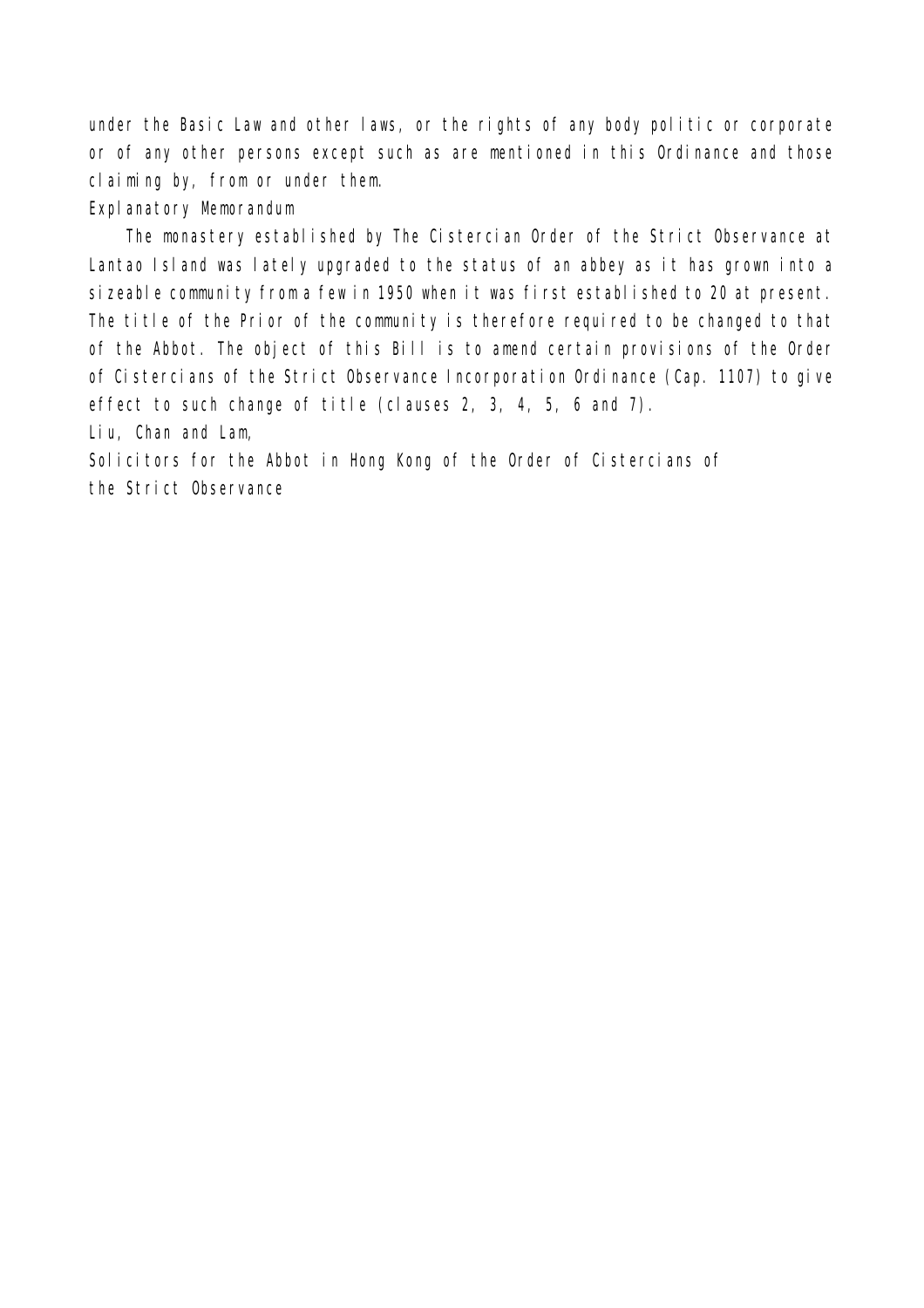under the Basic Law and other laws, or the rights of any body politic or corporate or of any other persons except such as are mentioned in this Ordinance and those claiming by, from or under them.

## Explanatory Memorandum

The monastery established by The Cistercian Order of the Strict Observance at Lantao Island was lately upgraded to the status of an abbey as it has grown into a sizeable community from a few in 1950 when it was first established to 20 at present. The title of the Prior of the community is therefore required to be changed to that of the Abbot. The object of this Bill is to amend certain provisions of the Order of Cistercians of the Strict Observance Incorporation Ordinance (Cap. 1107) to give effect to such change of title (clauses 2, 3, 4, 5, 6 and 7).

Liu, Chan and Lam,

Solicitors for the Abbot in Hong Kong of the Order of Cistercians of the Strict Observance